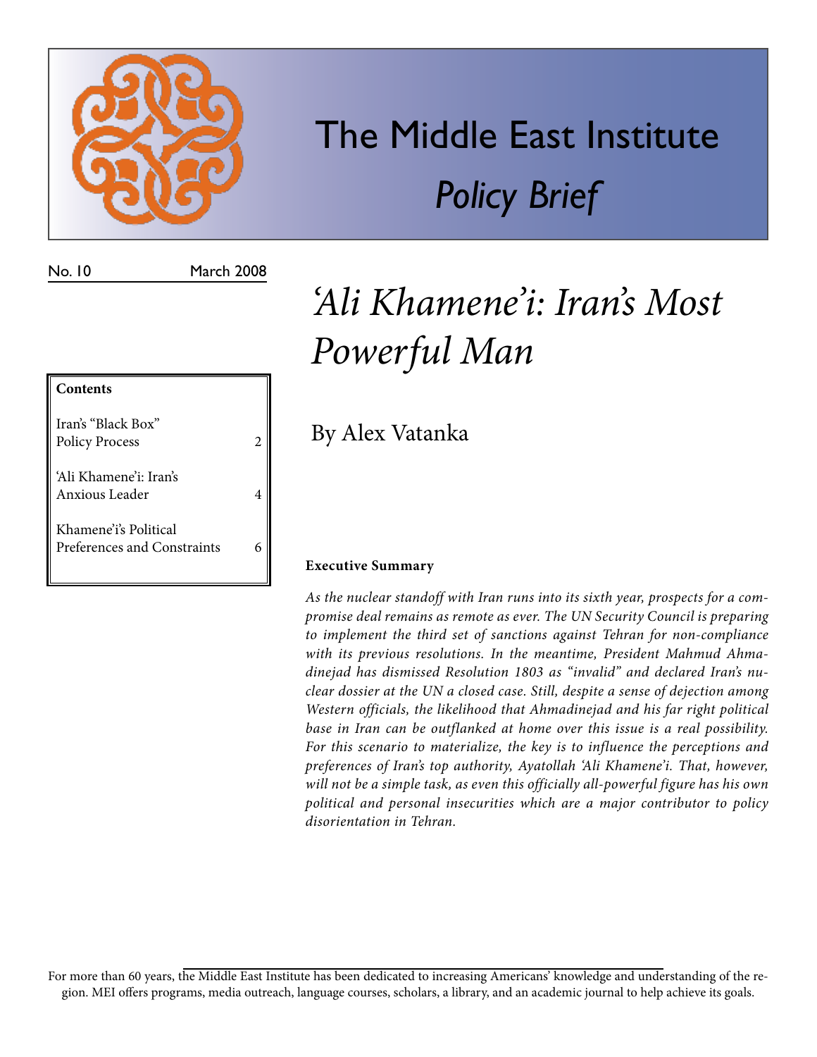# The Middle East Institute

## *Policy Brief*

No. 10 March 2008

# *'Ali Khamene'i: Iran's Most Powerful Man*

By Alex Vatanka

| **Contents** | |
|---|---|
| Iran's "Black Box" Policy Process | 2 |
| 'Ali Khamene'i: Iran's Anxious Leader | 4 |
| Khamene'i's Political Preferences and Constraints | 6 |

**Executive Summary**

*As the nuclear standoff with Iran runs into its sixth year, prospects for a compromise deal remains as remote as ever. The UN Security Council is preparing to implement the third set of sanctions against Tehran for non-compliance with its previous resolutions. In the meantime, President Mahmud Ahmadinejad has dismissed Resolution 1803 as "invalid" and declared Iran's nuclear dossier at the UN a closed case. Still, despite a sense of dejection among Western officials, the likelihood that Ahmadinejad and his far right political base in Iran can be outflanked at home over this issue is a real possibility. For this scenario to materialize, the key is to influence the perceptions and preferences of Iran's top authority, Ayatollah 'Ali Khamene'i. That, however, will not be a simple task, as even this officially all-powerful figure has his own political and personal insecurities which are a major contributor to policy disorientation in Tehran.*

For more than 60 years, the Middle East Institute has been dedicated to increasing Americans' knowledge and understanding of the region. MEI offers programs, media outreach, language courses, scholars, a library, and an academic journal to help achieve its goals.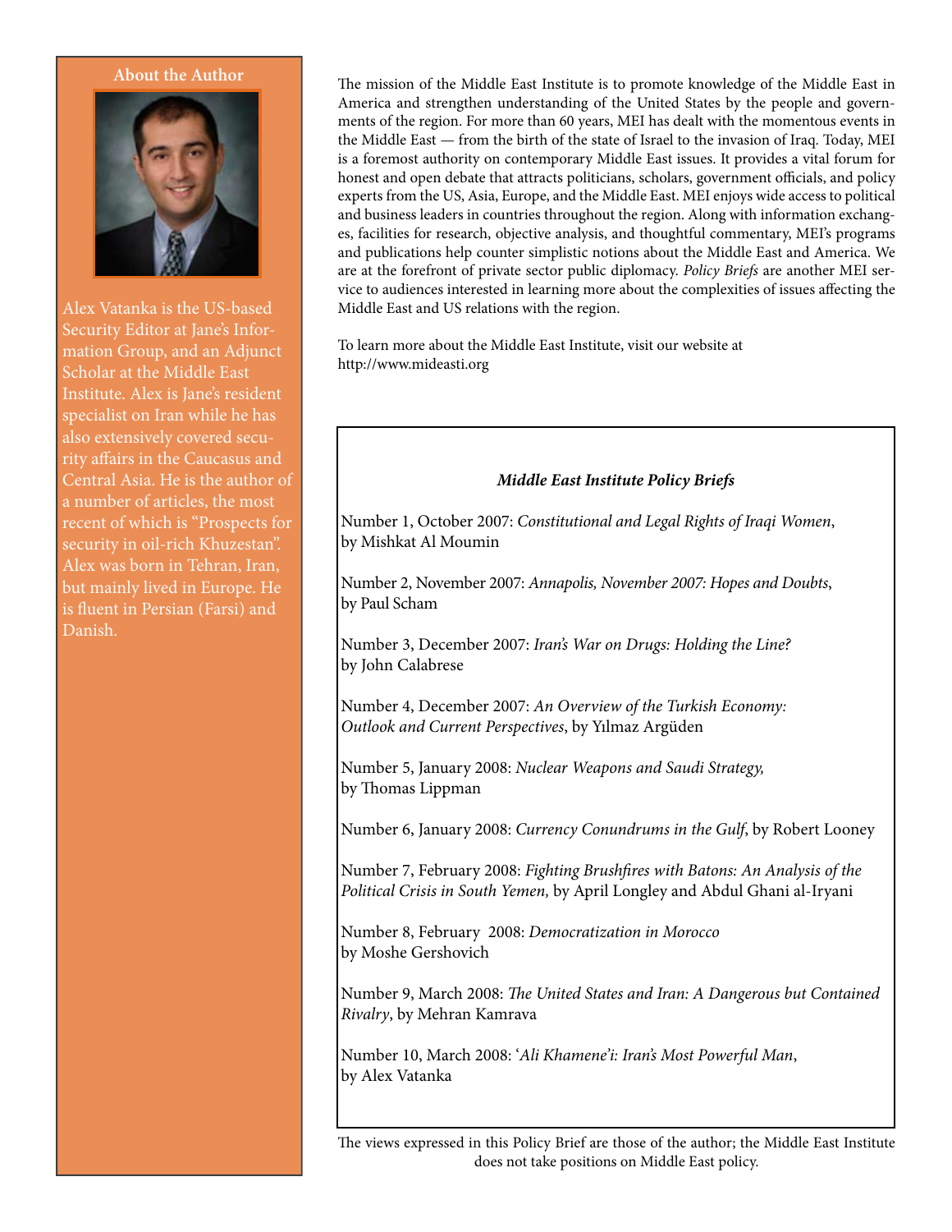## About the Author

Alex Vatanka is the US-based Security Editor at Jane's Information Group, and an Adjunct Scholar at the Middle East Institute. Alex is Jane's resident specialist on Iran while he has also extensively covered security affairs in the Caucasus and Central Asia. He is the author of a number of articles, the most recent of which is "Prospects for security in oil-rich Khuzestan". Alex was born in Tehran, Iran, but mainly lived in Europe. He is fluent in Persian (Farsi) and Danish.

The mission of the Middle East Institute is to promote knowledge of the Middle East in America and strengthen understanding of the United States by the people and governments of the region. For more than 60 years, MEI has dealt with the momentous events in the Middle East — from the birth of the state of Israel to the invasion of Iraq. Today, MEI is a foremost authority on contemporary Middle East issues. It provides a vital forum for honest and open debate that attracts politicians, scholars, government officials, and policy experts from the US, Asia, Europe, and the Middle East. MEI enjoys wide access to political and business leaders in countries throughout the region. Along with information exchanges, facilities for research, objective analysis, and thoughtful commentary, MEI's programs and publications help counter simplistic notions about the Middle East and America. We are at the forefront of private sector public diplomacy. *Policy Briefs* are another MEI service to audiences interested in learning more about the complexities of issues affecting the Middle East and US relations with the region.

To learn more about the Middle East Institute, visit our website at http://www.mideasti.org

### *Middle East Institute Policy Briefs*

Number 1, October 2007: *Constitutional and Legal Rights of Iraqi Women*, by Mishkat Al Moumin

Number 2, November 2007: *Annapolis, November 2007: Hopes and Doubts*, by Paul Scham

Number 3, December 2007: *Iran's War on Drugs: Holding the Line?* by John Calabrese

Number 4, December 2007: *An Overview of the Turkish Economy: Outlook and Current Perspectives*, by Yılmaz Argüden

Number 5, January 2008: *Nuclear Weapons and Saudi Strategy,* by Thomas Lippman

Number 6, January 2008: *Currency Conundrums in the Gulf*, by Robert Looney

Number 7, February 2008: *Fighting Brushfires with Batons: An Analysis of the Political Crisis in South Yemen,* by April Longley and Abdul Ghani al-Iryani

Number 8, February 2008: *Democratization in Morocco* by Moshe Gershovich

Number 9, March 2008: *The United States and Iran: A Dangerous but Contained Rivalry*, by Mehran Kamrava

Number 10, March 2008: *'Ali Khamene'i: Iran's Most Powerful Man*, by Alex Vatanka

The views expressed in this Policy Brief are those of the author; the Middle East Institute does not take positions on Middle East policy.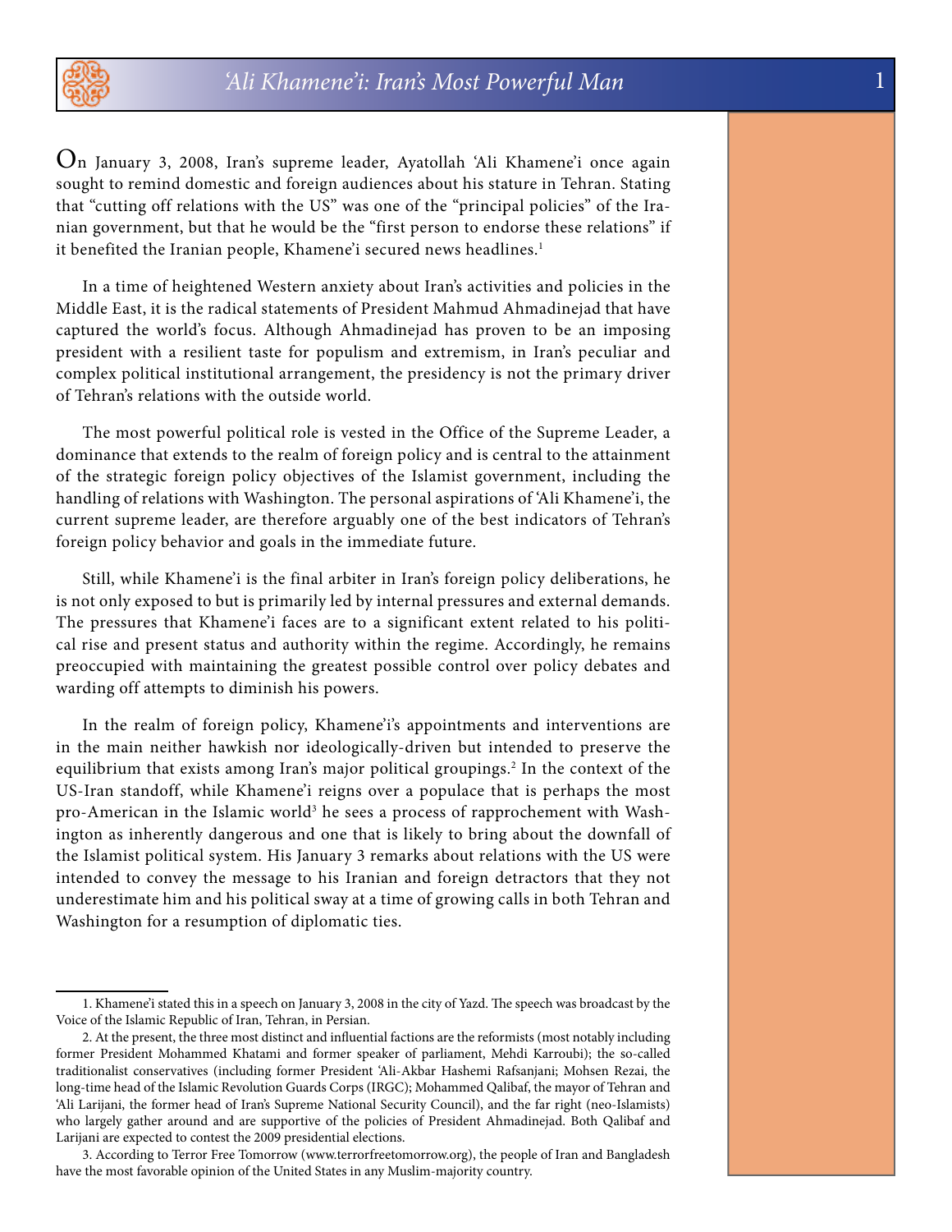On January 3, 2008, Iran's supreme leader, Ayatollah 'Ali Khamene'i once again sought to remind domestic and foreign audiences about his stature in Tehran. Stating that "cutting off relations with the US" was one of the "principal policies" of the Iranian government, but that he would be the "first person to endorse these relations" if it benefited the Iranian people, Khamene'i secured news headlines.[1]

In a time of heightened Western anxiety about Iran's activities and policies in the Middle East, it is the radical statements of President Mahmud Ahmadinejad that have captured the world's focus. Although Ahmadinejad has proven to be an imposing president with a resilient taste for populism and extremism, in Iran's peculiar and complex political institutional arrangement, the presidency is not the primary driver of Tehran's relations with the outside world.

The most powerful political role is vested in the Office of the Supreme Leader, a dominance that extends to the realm of foreign policy and is central to the attainment of the strategic foreign policy objectives of the Islamist government, including the handling of relations with Washington. The personal aspirations of 'Ali Khamene'i, the current supreme leader, are therefore arguably one of the best indicators of Tehran's foreign policy behavior and goals in the immediate future.

Still, while Khamene'i is the final arbiter in Iran's foreign policy deliberations, he is not only exposed to but is primarily led by internal pressures and external demands. The pressures that Khamene'i faces are to a significant extent related to his political rise and present status and authority within the regime. Accordingly, he remains preoccupied with maintaining the greatest possible control over policy debates and warding off attempts to diminish his powers.

In the realm of foreign policy, Khamene'i's appointments and interventions are in the main neither hawkish nor ideologically-driven but intended to preserve the equilibrium that exists among Iran's major political groupings.[2] In the context of the US-Iran standoff, while Khamene'i reigns over a populace that is perhaps the most pro-American in the Islamic world[3] he sees a process of rapprochement with Washington as inherently dangerous and one that is likely to bring about the downfall of the Islamist political system. His January 3 remarks about relations with the US were intended to convey the message to his Iranian and foreign detractors that they not underestimate him and his political sway at a time of growing calls in both Tehran and Washington for a resumption of diplomatic ties.

---

1. Khamene'i stated this in a speech on January 3, 2008 in the city of Yazd. The speech was broadcast by the Voice of the Islamic Republic of Iran, Tehran, in Persian.

2. At the present, the three most distinct and influential factions are the reformists (most notably including former President Mohammed Khatami and former speaker of parliament, Mehdi Karroubi); the so-called traditionalist conservatives (including former President 'Ali-Akbar Hashemi Rafsanjani; Mohsen Rezai, the long-time head of the Islamic Revolution Guards Corps (IRGC); Mohammed Qalibaf, the mayor of Tehran and 'Ali Larijani, the former head of Iran's Supreme National Security Council), and the far right (neo-Islamists) who largely gather around and are supportive of the policies of President Ahmadinejad. Both Qalibaf and Larijani are expected to contest the 2009 presidential elections.

3. According to Terror Free Tomorrow (www.terrorfreetomorrow.org), the people of Iran and Bangladesh have the most favorable opinion of the United States in any Muslim-majority country.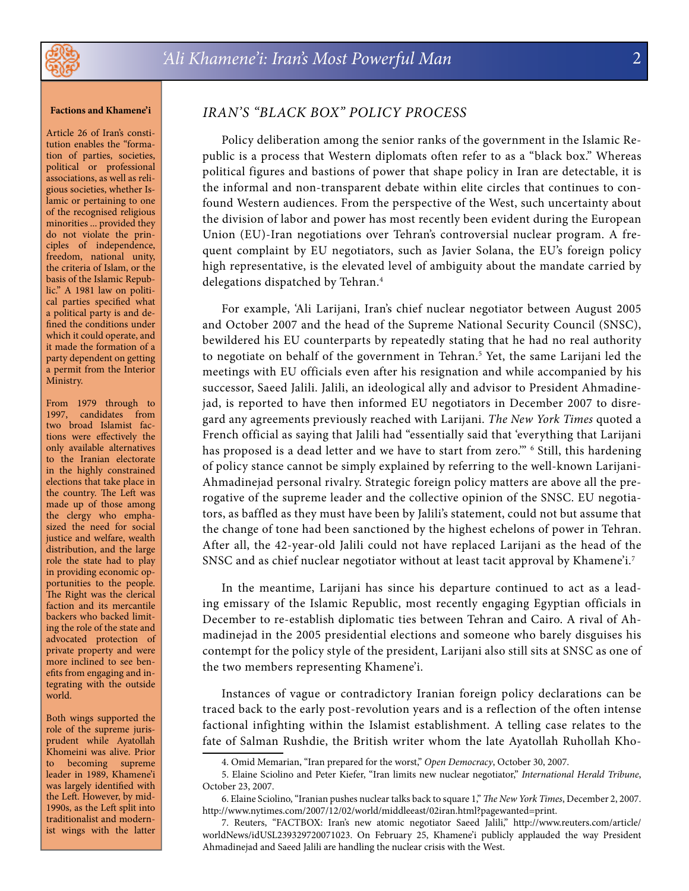## IRAN'S "BLACK BOX" POLICY PROCESS

Policy deliberation among the senior ranks of the government in the Islamic Republic is a process that Western diplomats often refer to as a "black box." Whereas political figures and bastions of power that shape policy in Iran are detectable, it is the informal and non-transparent debate within elite circles that continues to confound Western audiences. From the perspective of the West, such uncertainty about the division of labor and power has most recently been evident during the European Union (EU)-Iran negotiations over Tehran's controversial nuclear program. A frequent complaint by EU negotiators, such as Javier Solana, the EU's foreign policy high representative, is the elevated level of ambiguity about the mandate carried by delegations dispatched by Tehran.[4]

For example, 'Ali Larijani, Iran's chief nuclear negotiator between August 2005 and October 2007 and the head of the Supreme National Security Council (SNSC), bewildered his EU counterparts by repeatedly stating that he had no real authority to negotiate on behalf of the government in Tehran.[5] Yet, the same Larijani led the meetings with EU officials even after his resignation and while accompanied by his successor, Saeed Jalili. Jalili, an ideological ally and advisor to President Ahmadinejad, is reported to have then informed EU negotiators in December 2007 to disregard any agreements previously reached with Larijani. *The New York Times* quoted a French official as saying that Jalili had "essentially said that 'everything that Larijani has proposed is a dead letter and we have to start from zero.'" [6] Still, this hardening of policy stance cannot be simply explained by referring to the well-known Larijani-Ahmadinejad personal rivalry. Strategic foreign policy matters are above all the prerogative of the supreme leader and the collective opinion of the SNSC. EU negotiators, as baffled as they must have been by Jalili's statement, could not but assume that the change of tone had been sanctioned by the highest echelons of power in Tehran. After all, the 42-year-old Jalili could not have replaced Larijani as the head of the SNSC and as chief nuclear negotiator without at least tacit approval by Khamene'i.[7]

In the meantime, Larijani has since his departure continued to act as a leading emissary of the Islamic Republic, most recently engaging Egyptian officials in December to re-establish diplomatic ties between Tehran and Cairo. A rival of Ahmadinejad in the 2005 presidential elections and someone who barely disguises his contempt for the policy style of the president, Larijani also still sits at SNSC as one of the two members representing Khamene'i.

Instances of vague or contradictory Iranian foreign policy declarations can be traced back to the early post-revolution years and is a reflection of the often intense factional infighting within the Islamist establishment. A telling case relates to the fate of Salman Rushdie, the British writer whom the late Ayatollah Ruhollah Kho-

**Factions and Khamene'i**

Article 26 of Iran's constitution enables the "formation of parties, societies, political or professional associations, as well as religious societies, whether Islamic or pertaining to one of the recognised religious minorities ... provided they do not violate the principles of independence, freedom, national unity, the criteria of Islam, or the basis of the Islamic Republic." A 1981 law on political parties specified what a political party is and defined the conditions under which it could operate, and it made the formation of a party dependent on getting a permit from the Interior Ministry.

From 1979 through to 1997, candidates from two broad Islamist factions were effectively the only available alternatives to the Iranian electorate in the highly constrained elections that take place in the country. The Left was made up of those among the clergy who emphasized the need for social justice and welfare, wealth distribution, and the large role the state had to play in providing economic opportunities to the people. The Right was the clerical faction and its mercantile backers who backed limiting the role of the state and advocated protection of private property and were more inclined to see benefits from engaging and integrating with the outside world.

Both wings supported the role of the supreme jurisprudent while Ayatollah Khomeini was alive. Prior to becoming supreme leader in 1989, Khamene'i was largely identified with the Left. However, by mid-1990s, as the Left split into traditionalist and modernist wings with the latter

---

4. Omid Memarian, "Iran prepared for the worst," *Open Democracy*, October 30, 2007.

5. Elaine Sciolino and Peter Kiefer, "Iran limits new nuclear negotiator," *International Herald Tribune*, October 23, 2007.

6. Elaine Sciolino, "Iranian pushes nuclear talks back to square 1," *The New York Times*, December 2, 2007. http://www.nytimes.com/2007/12/02/world/middleeast/02iran.html?pagewanted=print.

7. Reuters, "FACTBOX: Iran's new atomic negotiator Saeed Jalili," http://www.reuters.com/article/worldNews/idUSL239329720071023. On February 25, Khamene'i publicly applauded the way President Ahmadinejad and Saeed Jalili are handling the nuclear crisis with the West.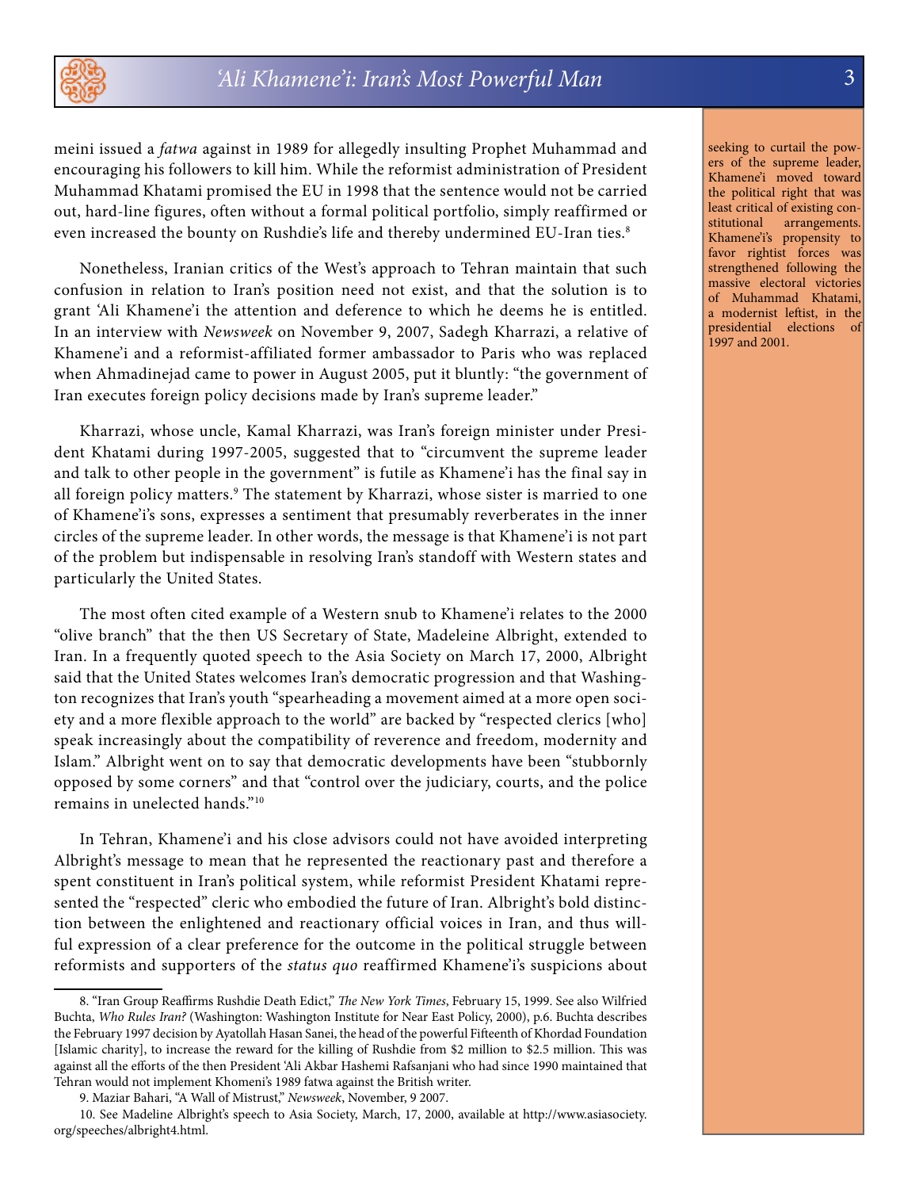meini issued a *fatwa* against in 1989 for allegedly insulting Prophet Muhammad and encouraging his followers to kill him. While the reformist administration of President Muhammad Khatami promised the EU in 1998 that the sentence would not be carried out, hard-line figures, often without a formal political portfolio, simply reaffirmed or even increased the bounty on Rushdie's life and thereby undermined EU-Iran ties.[8]

Nonetheless, Iranian critics of the West's approach to Tehran maintain that such confusion in relation to Iran's position need not exist, and that the solution is to grant 'Ali Khamene'i the attention and deference to which he deems he is entitled. In an interview with *Newsweek* on November 9, 2007, Sadegh Kharrazi, a relative of Khamene'i and a reformist-affiliated former ambassador to Paris who was replaced when Ahmadinejad came to power in August 2005, put it bluntly: "the government of Iran executes foreign policy decisions made by Iran's supreme leader."

Kharrazi, whose uncle, Kamal Kharrazi, was Iran's foreign minister under President Khatami during 1997-2005, suggested that to "circumvent the supreme leader and talk to other people in the government" is futile as Khamene'i has the final say in all foreign policy matters.[9] The statement by Kharrazi, whose sister is married to one of Khamene'i's sons, expresses a sentiment that presumably reverberates in the inner circles of the supreme leader. In other words, the message is that Khamene'i is not part of the problem but indispensable in resolving Iran's standoff with Western states and particularly the United States.

The most often cited example of a Western snub to Khamene'i relates to the 2000 "olive branch" that the then US Secretary of State, Madeleine Albright, extended to Iran. In a frequently quoted speech to the Asia Society on March 17, 2000, Albright said that the United States welcomes Iran's democratic progression and that Washington recognizes that Iran's youth "spearheading a movement aimed at a more open society and a more flexible approach to the world" are backed by "respected clerics [who] speak increasingly about the compatibility of reverence and freedom, modernity and Islam." Albright went on to say that democratic developments have been "stubbornly opposed by some corners" and that "control over the judiciary, courts, and the police remains in unelected hands."[10]

In Tehran, Khamene'i and his close advisors could not have avoided interpreting Albright's message to mean that he represented the reactionary past and therefore a spent constituent in Iran's political system, while reformist President Khatami represented the "respected" cleric who embodied the future of Iran. Albright's bold distinction between the enlightened and reactionary official voices in Iran, and thus willful expression of a clear preference for the outcome in the political struggle between reformists and supporters of the *status quo* reaffirmed Khamene'i's suspicions about

seeking to curtail the powers of the supreme leader, Khamene'i moved toward the political right that was least critical of existing constitutional arrangements. Khamene'i's propensity to favor rightist forces was strengthened following the massive electoral victories of Muhammad Khatami, a modernist leftist, in the presidential elections of 1997 and 2001.

8. "Iran Group Reaffirms Rushdie Death Edict," *The New York Times*, February 15, 1999. See also Wilfried Buchta, *Who Rules Iran?* (Washington: Washington Institute for Near East Policy, 2000), p.6. Buchta describes the February 1997 decision by Ayatollah Hasan Sanei, the head of the powerful Fifteenth of Khordad Foundation [Islamic charity], to increase the reward for the killing of Rushdie from $2 million to $2.5 million. This was against all the efforts of the then President 'Ali Akbar Hashemi Rafsanjani who had since 1990 maintained that Tehran would not implement Khomeni's 1989 fatwa against the British writer.

9. Maziar Bahari, "A Wall of Mistrust," *Newsweek*, November, 9 2007.

10. See Madeline Albright's speech to Asia Society, March, 17, 2000, available at http://www.asiasociety.org/speeches/albright4.html.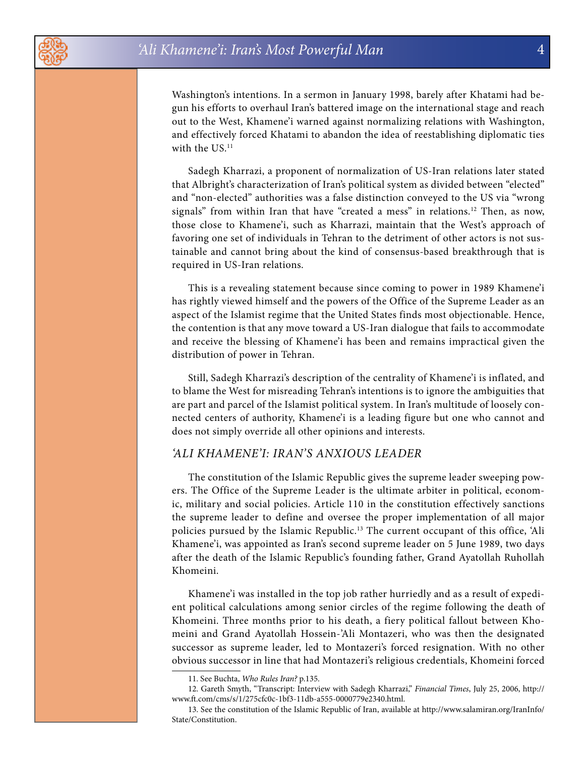Washington's intentions. In a sermon in January 1998, barely after Khatami had begun his efforts to overhaul Iran's battered image on the international stage and reach out to the West, Khamene'i warned against normalizing relations with Washington, and effectively forced Khatami to abandon the idea of reestablishing diplomatic ties with the US.[11]

Sadegh Kharrazi, a proponent of normalization of US-Iran relations later stated that Albright's characterization of Iran's political system as divided between "elected" and "non-elected" authorities was a false distinction conveyed to the US via "wrong signals" from within Iran that have "created a mess" in relations.[12] Then, as now, those close to Khamene'i, such as Kharrazi, maintain that the West's approach of favoring one set of individuals in Tehran to the detriment of other actors is not sustainable and cannot bring about the kind of consensus-based breakthrough that is required in US-Iran relations.

This is a revealing statement because since coming to power in 1989 Khamene'i has rightly viewed himself and the powers of the Office of the Supreme Leader as an aspect of the Islamist regime that the United States finds most objectionable. Hence, the contention is that any move toward a US-Iran dialogue that fails to accommodate and receive the blessing of Khamene'i has been and remains impractical given the distribution of power in Tehran.

Still, Sadegh Kharrazi's description of the centrality of Khamene'i is inflated, and to blame the West for misreading Tehran's intentions is to ignore the ambiguities that are part and parcel of the Islamist political system. In Iran's multitude of loosely connected centers of authority, Khamene'i is a leading figure but one who cannot and does not simply override all other opinions and interests.

## *'ALI KHAMENE'I: IRAN'S ANXIOUS LEADER*

The constitution of the Islamic Republic gives the supreme leader sweeping powers. The Office of the Supreme Leader is the ultimate arbiter in political, economic, military and social policies. Article 110 in the constitution effectively sanctions the supreme leader to define and oversee the proper implementation of all major policies pursued by the Islamic Republic.[13] The current occupant of this office, 'Ali Khamene'i, was appointed as Iran's second supreme leader on 5 June 1989, two days after the death of the Islamic Republic's founding father, Grand Ayatollah Ruhollah Khomeini.

Khamene'i was installed in the top job rather hurriedly and as a result of expedient political calculations among senior circles of the regime following the death of Khomeini. Three months prior to his death, a fiery political fallout between Khomeini and Grand Ayatollah Hossein-'Ali Montazeri, who was then the designated successor as supreme leader, led to Montazeri's forced resignation. With no other obvious successor in line that had Montazeri's religious credentials, Khomeini forced

---

11. See Buchta, *Who Rules Iran?* p.135.

12. Gareth Smyth, "Transcript: Interview with Sadegh Kharrazi," *Financial Times*, July 25, 2006, http://www.ft.com/cms/s/1/275cfc0c-1bf3-11db-a555-0000779e2340.html.

13. See the constitution of the Islamic Republic of Iran, available at http://www.salamiran.org/IranInfo/State/Constitution.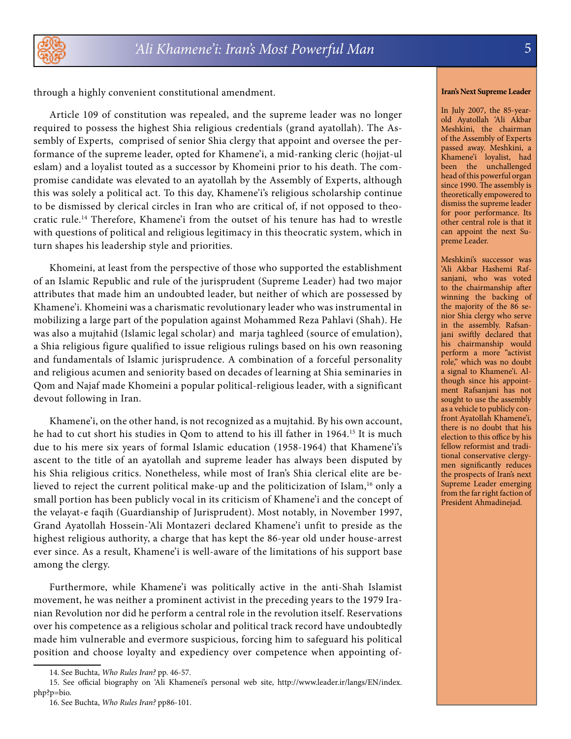through a highly convenient constitutional amendment.

Article 109 of constitution was repealed, and the supreme leader was no longer required to possess the highest Shia religious credentials (grand ayatollah). The Assembly of Experts, comprised of senior Shia clergy that appoint and oversee the performance of the supreme leader, opted for Khamene'i, a mid-ranking cleric (hojjat-ul eslam) and a loyalist touted as a successor by Khomeini prior to his death. The compromise candidate was elevated to an ayatollah by the Assembly of Experts, although this was solely a political act. To this day, Khamene'i's religious scholarship continue to be dismissed by clerical circles in Iran who are critical of, if not opposed to theocratic rule.[14] Therefore, Khamene'i from the outset of his tenure has had to wrestle with questions of political and religious legitimacy in this theocratic system, which in turn shapes his leadership style and priorities.

Khomeini, at least from the perspective of those who supported the establishment of an Islamic Republic and rule of the jurisprudent (Supreme Leader) had two major attributes that made him an undoubted leader, but neither of which are possessed by Khamene'i. Khomeini was a charismatic revolutionary leader who was instrumental in mobilizing a large part of the population against Mohammed Reza Pahlavi (Shah). He was also a mujtahid (Islamic legal scholar) and marja taghleed (source of emulation), a Shia religious figure qualified to issue religious rulings based on his own reasoning and fundamentals of Islamic jurisprudence. A combination of a forceful personality and religious acumen and seniority based on decades of learning at Shia seminaries in Qom and Najaf made Khomeini a popular political-religious leader, with a significant devout following in Iran.

Khamene'i, on the other hand, is not recognized as a mujtahid. By his own account, he had to cut short his studies in Qom to attend to his ill father in 1964.[15] It is much due to his mere six years of formal Islamic education (1958-1964) that Khamene'i's ascent to the title of an ayatollah and supreme leader has always been disputed by his Shia religious critics. Nonetheless, while most of Iran's Shia clerical elite are believed to reject the current political make-up and the politicization of Islam,[16] only a small portion has been publicly vocal in its criticism of Khamene'i and the concept of the velayat-e faqih (Guardianship of Jurisprudent). Most notably, in November 1997, Grand Ayatollah Hossein-'Ali Montazeri declared Khamene'i unfit to preside as the highest religious authority, a charge that has kept the 86-year old under house-arrest ever since. As a result, Khamene'i is well-aware of the limitations of his support base among the clergy.

Furthermore, while Khamene'i was politically active in the anti-Shah Islamist movement, he was neither a prominent activist in the preceding years to the 1979 Iranian Revolution nor did he perform a central role in the revolution itself. Reservations over his competence as a religious scholar and political track record have undoubtedly made him vulnerable and evermore suspicious, forcing him to safeguard his political position and choose loyalty and expediency over competence when appointing of-

**Iran's Next Supreme Leader**

In July 2007, the 85-year-old Ayatollah 'Ali Akbar Meshkini, the chairman of the Assembly of Experts passed away. Meshkini, a Khamene'i loyalist, had been the unchallenged head of this powerful organ since 1990. The assembly is theoretically empowered to dismiss the supreme leader for poor performance. Its other central role is that it can appoint the next Supreme Leader.

Meshkini's successor was 'Ali Akbar Hashemi Rafsanjani, who was voted to the chairmanship after winning the backing of the majority of the 86 senior Shia clergy who serve in the assembly. Rafsanjani swiftly declared that his chairmanship would perform a more "activist role," which was no doubt a signal to Khamene'i. Although since his appointment Rafsanjani has not sought to use the assembly as a vehicle to publicly confront Ayatollah Khamene'i, there is no doubt that his election to this office by his fellow reformist and traditional conservative clergymen significantly reduces the prospects of Iran's next Supreme Leader emerging from the far right faction of President Ahmadinejad.

---

14. See Buchta, *Who Rules Iran?* pp. 46-57.

15. See official biography on 'Ali Khamenei's personal web site, http://www.leader.ir/langs/EN/index.php?p=bio.

16. See Buchta, *Who Rules Iran?* pp86-101.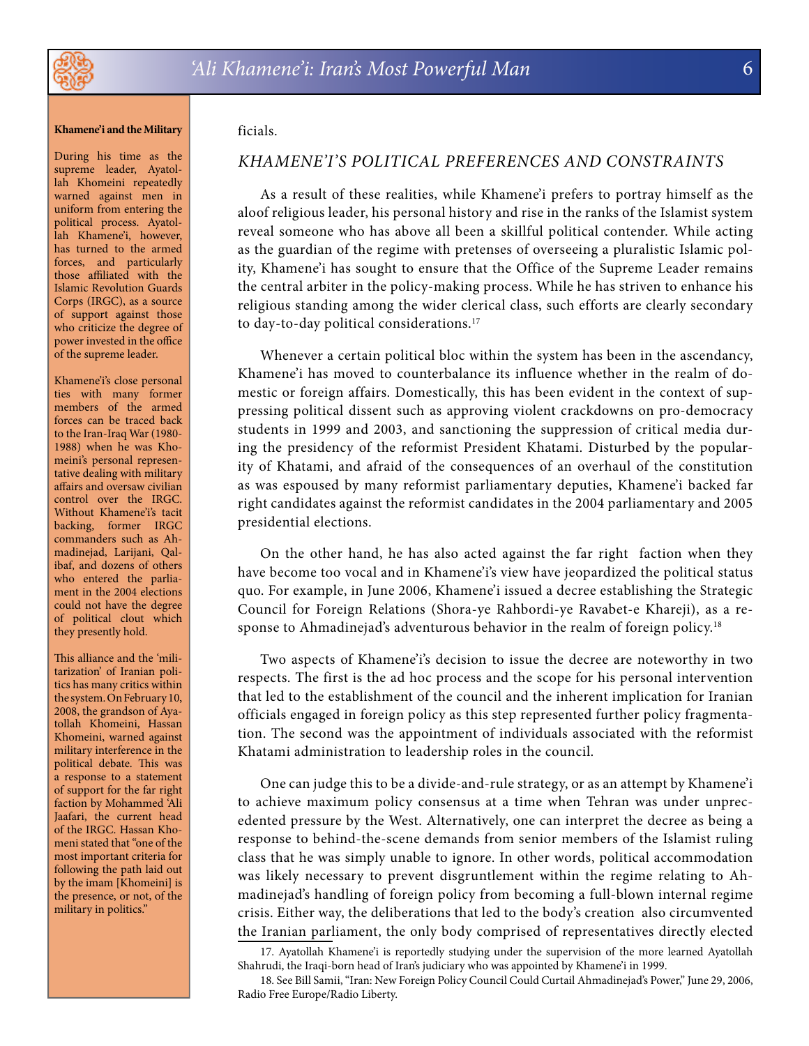ficials.

## KHAMENE'I'S POLITICAL PREFERENCES AND CONSTRAINTS

As a result of these realities, while Khamene'i prefers to portray himself as the aloof religious leader, his personal history and rise in the ranks of the Islamist system reveal someone who has above all been a skillful political contender. While acting as the guardian of the regime with pretenses of overseeing a pluralistic Islamic polity, Khamene'i has sought to ensure that the Office of the Supreme Leader remains the central arbiter in the policy-making process. While he has striven to enhance his religious standing among the wider clerical class, such efforts are clearly secondary to day-to-day political considerations.[17]

Whenever a certain political bloc within the system has been in the ascendancy, Khamene'i has moved to counterbalance its influence whether in the realm of domestic or foreign affairs. Domestically, this has been evident in the context of suppressing political dissent such as approving violent crackdowns on pro-democracy students in 1999 and 2003, and sanctioning the suppression of critical media during the presidency of the reformist President Khatami. Disturbed by the popularity of Khatami, and afraid of the consequences of an overhaul of the constitution as was espoused by many reformist parliamentary deputies, Khamene'i backed far right candidates against the reformist candidates in the 2004 parliamentary and 2005 presidential elections.

On the other hand, he has also acted against the far right faction when they have become too vocal and in Khamene'i's view have jeopardized the political status quo. For example, in June 2006, Khamene'i issued a decree establishing the Strategic Council for Foreign Relations (Shora-ye Rahbordi-ye Ravabet-e Khareji), as a response to Ahmadinejad's adventurous behavior in the realm of foreign policy.[18]

Two aspects of Khamene'i's decision to issue the decree are noteworthy in two respects. The first is the ad hoc process and the scope for his personal intervention that led to the establishment of the council and the inherent implication for Iranian officials engaged in foreign policy as this step represented further policy fragmentation. The second was the appointment of individuals associated with the reformist Khatami administration to leadership roles in the council.

One can judge this to be a divide-and-rule strategy, or as an attempt by Khamene'i to achieve maximum policy consensus at a time when Tehran was under unprecedented pressure by the West. Alternatively, one can interpret the decree as being a response to behind-the-scene demands from senior members of the Islamist ruling class that he was simply unable to ignore. In other words, political accommodation was likely necessary to prevent disgruntlement within the regime relating to Ahmadinejad's handling of foreign policy from becoming a full-blown internal regime crisis. Either way, the deliberations that led to the body's creation also circumvented the Iranian parliament, the only body comprised of representatives directly elected

**Khamene'i and the Military**

During his time as the supreme leader, Ayatollah Khomeini repeatedly warned against men in uniform from entering the political process. Ayatollah Khamene'i, however, has turned to the armed forces, and particularly those affiliated with the Islamic Revolution Guards Corps (IRGC), as a source of support against those who criticize the degree of power invested in the office of the supreme leader.

Khamene'i's close personal ties with many former members of the armed forces can be traced back to the Iran-Iraq War (1980-1988) when he was Khomeini's personal representative dealing with military affairs and oversaw civilian control over the IRGC. Without Khamene'i's tacit backing, former IRGC commanders such as Ahmadinejad, Larijani, Qalibaf, and dozens of others who entered the parliament in the 2004 elections could not have the degree of political clout which they presently hold.

This alliance and the 'militarization' of Iranian politics has many critics within the system. On February 10, 2008, the grandson of Ayatollah Khomeini, Hassan Khomeini, warned against military interference in the political debate. This was a response to a statement of support for the far right faction by Mohammed 'Ali Jaafari, the current head of the IRGC. Hassan Khomeni stated that "one of the most important criteria for following the path laid out by the imam [Khomeini] is the presence, or not, of the military in politics."

17. Ayatollah Khamene'i is reportedly studying under the supervision of the more learned Ayatollah Shahrudi, the Iraqi-born head of Iran's judiciary who was appointed by Khamene'i in 1999.

18. See Bill Samii, "Iran: New Foreign Policy Council Could Curtail Ahmadinejad's Power," June 29, 2006, Radio Free Europe/Radio Liberty.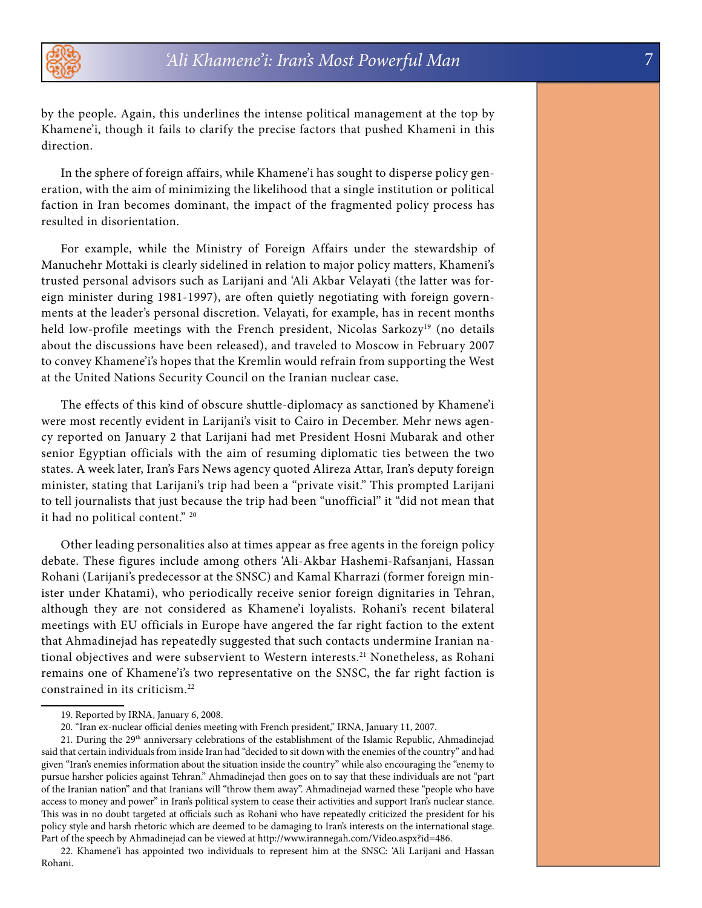by the people. Again, this underlines the intense political management at the top by Khamene'i, though it fails to clarify the precise factors that pushed Khameni in this direction.

In the sphere of foreign affairs, while Khamene'i has sought to disperse policy generation, with the aim of minimizing the likelihood that a single institution or political faction in Iran becomes dominant, the impact of the fragmented policy process has resulted in disorientation.

For example, while the Ministry of Foreign Affairs under the stewardship of Manuchehr Mottaki is clearly sidelined in relation to major policy matters, Khameni's trusted personal advisors such as Larijani and 'Ali Akbar Velayati (the latter was foreign minister during 1981-1997), are often quietly negotiating with foreign governments at the leader's personal discretion. Velayati, for example, has in recent months held low-profile meetings with the French president, Nicolas Sarkozy[19] (no details about the discussions have been released), and traveled to Moscow in February 2007 to convey Khamene'i's hopes that the Kremlin would refrain from supporting the West at the United Nations Security Council on the Iranian nuclear case.

The effects of this kind of obscure shuttle-diplomacy as sanctioned by Khamene'i were most recently evident in Larijani's visit to Cairo in December. Mehr news agency reported on January 2 that Larijani had met President Hosni Mubarak and other senior Egyptian officials with the aim of resuming diplomatic ties between the two states. A week later, Iran's Fars News agency quoted Alireza Attar, Iran's deputy foreign minister, stating that Larijani's trip had been a "private visit." This prompted Larijani to tell journalists that just because the trip had been "unofficial" it "did not mean that it had no political content." [20]

Other leading personalities also at times appear as free agents in the foreign policy debate. These figures include among others 'Ali-Akbar Hashemi-Rafsanjani, Hassan Rohani (Larijani's predecessor at the SNSC) and Kamal Kharrazi (former foreign minister under Khatami), who periodically receive senior foreign dignitaries in Tehran, although they are not considered as Khamene'i loyalists. Rohani's recent bilateral meetings with EU officials in Europe have angered the far right faction to the extent that Ahmadinejad has repeatedly suggested that such contacts undermine Iranian national objectives and were subservient to Western interests.[21] Nonetheless, as Rohani remains one of Khamene'i's two representative on the SNSC, the far right faction is constrained in its criticism.[22]

---

19. Reported by IRNA, January 6, 2008.

20. "Iran ex-nuclear official denies meeting with French president," IRNA, January 11, 2007.

21. During the 29th anniversary celebrations of the establishment of the Islamic Republic, Ahmadinejad said that certain individuals from inside Iran had "decided to sit down with the enemies of the country" and had given "Iran's enemies information about the situation inside the country" while also encouraging the "enemy to pursue harsher policies against Tehran." Ahmadinejad then goes on to say that these individuals are not "part of the Iranian nation" and that Iranians will "throw them away". Ahmadinejad warned these "people who have access to money and power" in Iran's political system to cease their activities and support Iran's nuclear stance. This was in no doubt targeted at officials such as Rohani who have repeatedly criticized the president for his policy style and harsh rhetoric which are deemed to be damaging to Iran's interests on the international stage. Part of the speech by Ahmadinejad can be viewed at http://www.irannegah.com/Video.aspx?id=486.

22. Khamene'i has appointed two individuals to represent him at the SNSC: 'Ali Larijani and Hassan Rohani.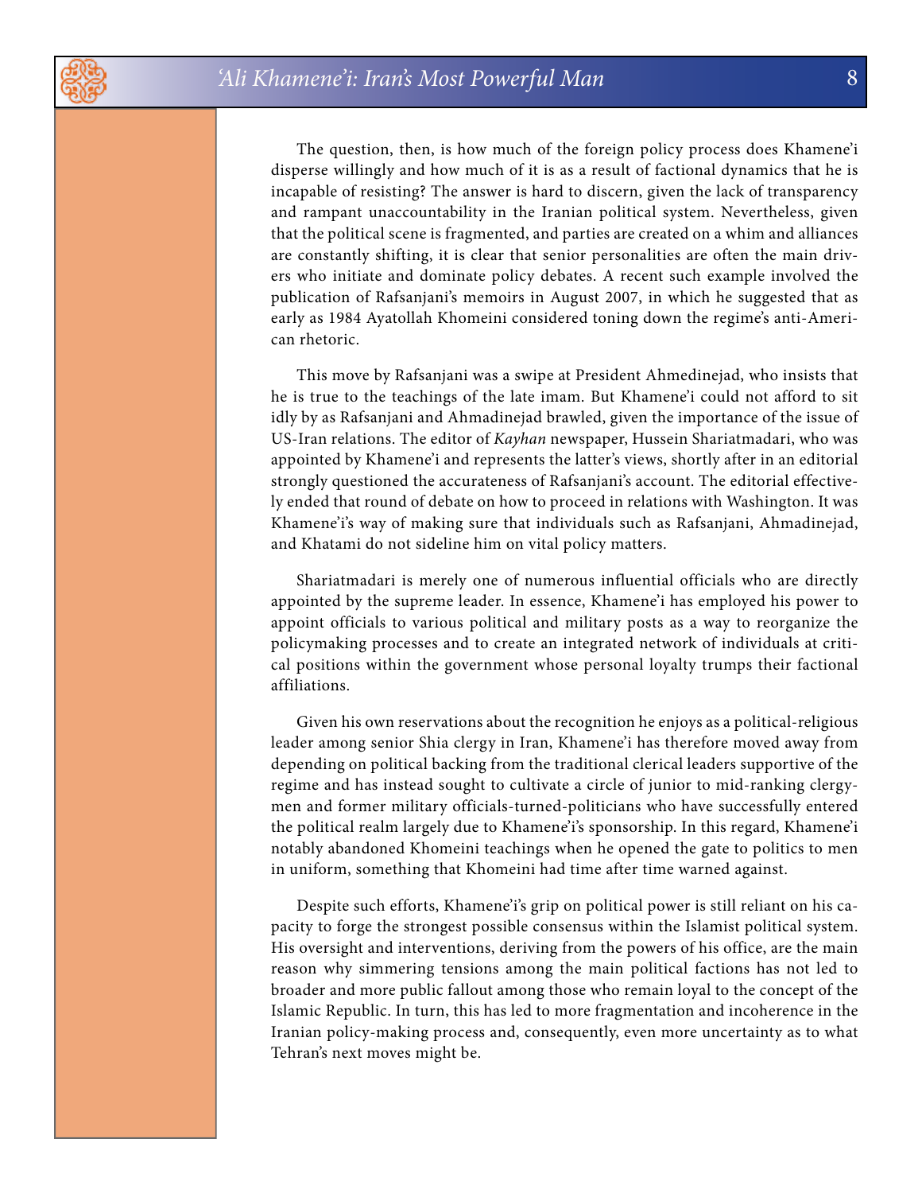The question, then, is how much of the foreign policy process does Khamene'i disperse willingly and how much of it is as a result of factional dynamics that he is incapable of resisting? The answer is hard to discern, given the lack of transparency and rampant unaccountability in the Iranian political system. Nevertheless, given that the political scene is fragmented, and parties are created on a whim and alliances are constantly shifting, it is clear that senior personalities are often the main drivers who initiate and dominate policy debates. A recent such example involved the publication of Rafsanjani's memoirs in August 2007, in which he suggested that as early as 1984 Ayatollah Khomeini considered toning down the regime's anti-American rhetoric.

This move by Rafsanjani was a swipe at President Ahmedinejad, who insists that he is true to the teachings of the late imam. But Khamene'i could not afford to sit idly by as Rafsanjani and Ahmadinejad brawled, given the importance of the issue of US-Iran relations. The editor of *Kayhan* newspaper, Hussein Shariatmadari, who was appointed by Khamene'i and represents the latter's views, shortly after in an editorial strongly questioned the accurateness of Rafsanjani's account. The editorial effectively ended that round of debate on how to proceed in relations with Washington. It was Khamene'i's way of making sure that individuals such as Rafsanjani, Ahmadinejad, and Khatami do not sideline him on vital policy matters.

Shariatmadari is merely one of numerous influential officials who are directly appointed by the supreme leader. In essence, Khamene'i has employed his power to appoint officials to various political and military posts as a way to reorganize the policymaking processes and to create an integrated network of individuals at critical positions within the government whose personal loyalty trumps their factional affiliations.

Given his own reservations about the recognition he enjoys as a political-religious leader among senior Shia clergy in Iran, Khamene'i has therefore moved away from depending on political backing from the traditional clerical leaders supportive of the regime and has instead sought to cultivate a circle of junior to mid-ranking clergymen and former military officials-turned-politicians who have successfully entered the political realm largely due to Khamene'i's sponsorship. In this regard, Khamene'i notably abandoned Khomeini teachings when he opened the gate to politics to men in uniform, something that Khomeini had time after time warned against.

Despite such efforts, Khamene'i's grip on political power is still reliant on his capacity to forge the strongest possible consensus within the Islamist political system. His oversight and interventions, deriving from the powers of his office, are the main reason why simmering tensions among the main political factions has not led to broader and more public fallout among those who remain loyal to the concept of the Islamic Republic. In turn, this has led to more fragmentation and incoherence in the Iranian policy-making process and, consequently, even more uncertainty as to what Tehran's next moves might be.